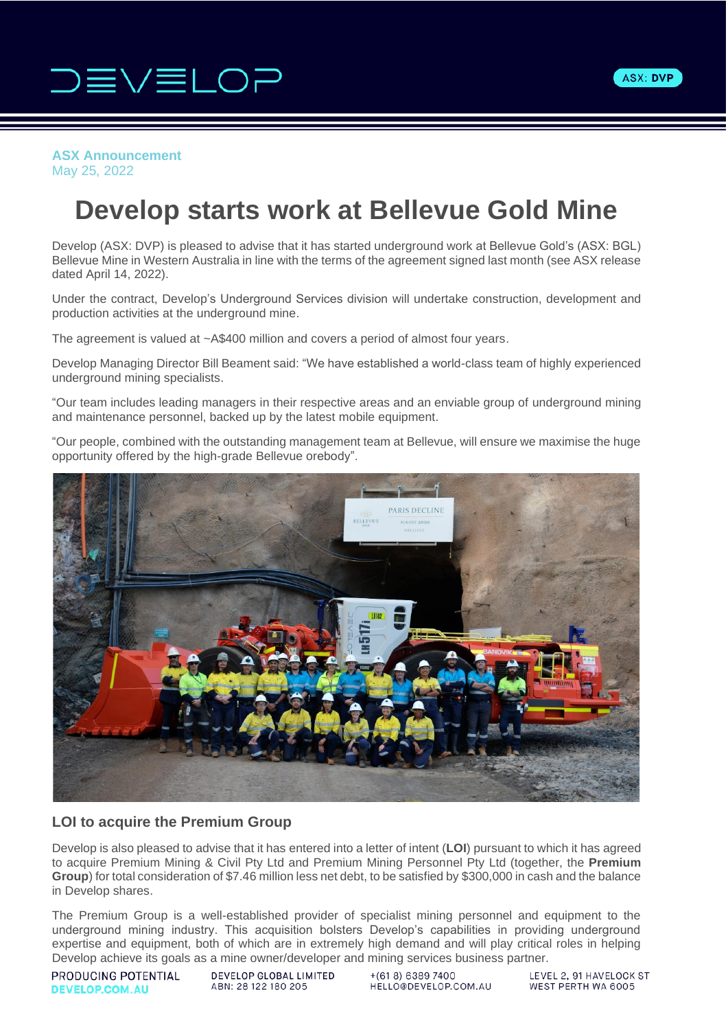ASX Announcement
May 25, 2022

# Develop starts work at Bellevue Gold Mine

Develop (ASX: DVP) is pleased to advise that it has started underground work at Bellevue Gold's (ASX: BGL) Bellevue Mine in Western Australia in line with the terms of the agreement signed last month (see ASX release dated April 14, 2022).

Under the contract, Develop's Underground Services division will undertake construction, development and production activities at the underground mine.

The agreement is valued at ~A$400 million and covers a period of almost four years.

Develop Managing Director Bill Beament said: "We have established a world-class team of highly experienced underground mining specialists.

"Our team includes leading managers in their respective areas and an enviable group of underground mining and maintenance personnel, backed up by the latest mobile equipment.

"Our people, combined with the outstanding management team at Bellevue, will ensure we maximise the huge opportunity offered by the high-grade Bellevue orebody".

## LOI to acquire the Premium Group

Develop is also pleased to advise that it has entered into a letter of intent (**LOI**) pursuant to which it has agreed to acquire Premium Mining & Civil Pty Ltd and Premium Mining Personnel Pty Ltd (together, the **Premium Group**) for total consideration of $7.46 million less net debt, to be satisfied by $300,000 in cash and the balance in Develop shares.

The Premium Group is a well-established provider of specialist mining personnel and equipment to the underground mining industry. This acquisition bolsters Develop's capabilities in providing underground expertise and equipment, both of which are in extremely high demand and will play critical roles in helping Develop achieve its goals as a mine owner/developer and mining services business partner.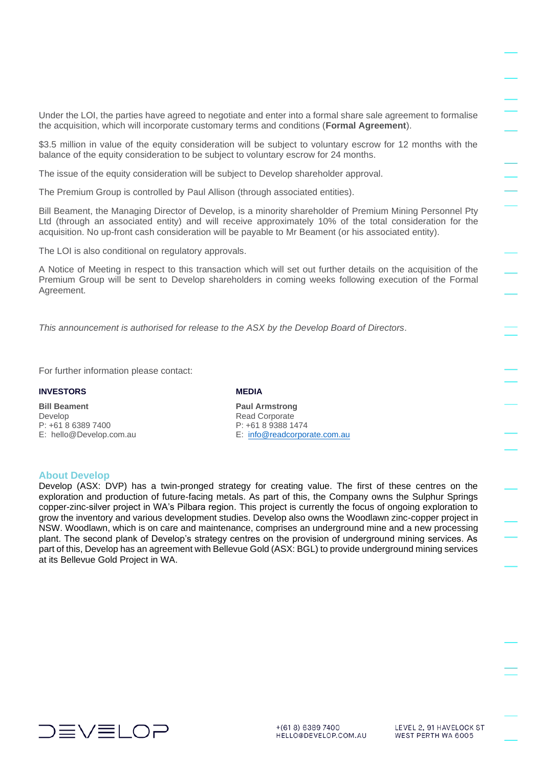Under the LOI, the parties have agreed to negotiate and enter into a formal share sale agreement to formalise the acquisition, which will incorporate customary terms and conditions (**Formal Agreement**).

$3.5 million in value of the equity consideration will be subject to voluntary escrow for 12 months with the balance of the equity consideration to be subject to voluntary escrow for 24 months.

The issue of the equity consideration will be subject to Develop shareholder approval.

The Premium Group is controlled by Paul Allison (through associated entities).

Bill Beament, the Managing Director of Develop, is a minority shareholder of Premium Mining Personnel Pty Ltd (through an associated entity) and will receive approximately 10% of the total consideration for the acquisition. No up-front cash consideration will be payable to Mr Beament (or his associated entity).

The LOI is also conditional on regulatory approvals.

A Notice of Meeting in respect to this transaction which will set out further details on the acquisition of the Premium Group will be sent to Develop shareholders in coming weeks following execution of the Formal Agreement.

*This announcement is authorised for release to the ASX by the Develop Board of Directors*.

For further information please contact:

**INVESTORS**

**Bill Beament**
Develop
P: +61 8 6389 7400
E: hello@Develop.com.au

**MEDIA**

**Paul Armstrong**
Read Corporate
P: +61 8 9388 1474
E: info@readcorporate.com.au

## About Develop

Develop (ASX: DVP) has a twin-pronged strategy for creating value. The first of these centres on the exploration and production of future-facing metals. As part of this, the Company owns the Sulphur Springs copper-zinc-silver project in WA's Pilbara region. This project is currently the focus of ongoing exploration to grow the inventory and various development studies. Develop also owns the Woodlawn zinc-copper project in NSW. Woodlawn, which is on care and maintenance, comprises an underground mine and a new processing plant. The second plank of Develop's strategy centres on the provision of underground mining services. As part of this, Develop has an agreement with Bellevue Gold (ASX: BGL) to provide underground mining services at its Bellevue Gold Project in WA.